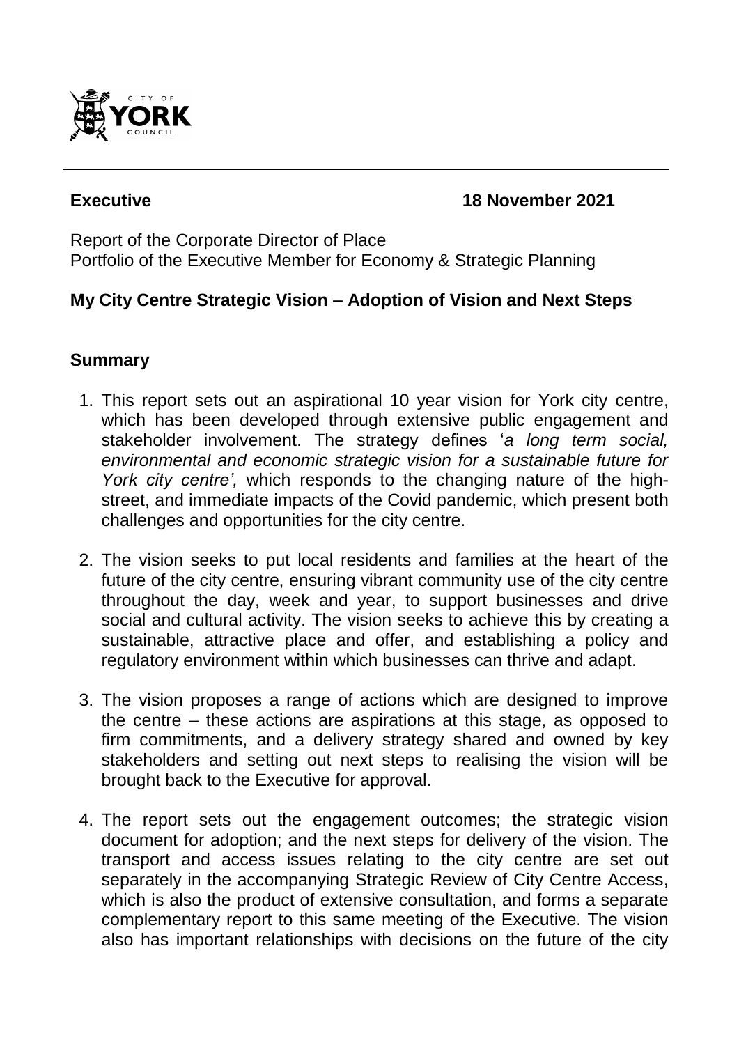**Executive** **18 November 2021**

Report of the Corporate Director of Place
Portfolio of the Executive Member for Economy & Strategic Planning

## My City Centre Strategic Vision – Adoption of Vision and Next Steps

### Summary

1. This report sets out an aspirational 10 year vision for York city centre, which has been developed through extensive public engagement and stakeholder involvement. The strategy defines '*a long term social, environmental and economic strategic vision for a sustainable future for York city centre',* which responds to the changing nature of the high-street, and immediate impacts of the Covid pandemic, which present both challenges and opportunities for the city centre.

2. The vision seeks to put local residents and families at the heart of the future of the city centre, ensuring vibrant community use of the city centre throughout the day, week and year, to support businesses and drive social and cultural activity. The vision seeks to achieve this by creating a sustainable, attractive place and offer, and establishing a policy and regulatory environment within which businesses can thrive and adapt.

3. The vision proposes a range of actions which are designed to improve the centre – these actions are aspirations at this stage, as opposed to firm commitments, and a delivery strategy shared and owned by key stakeholders and setting out next steps to realising the vision will be brought back to the Executive for approval.

4. The report sets out the engagement outcomes; the strategic vision document for adoption; and the next steps for delivery of the vision. The transport and access issues relating to the city centre are set out separately in the accompanying Strategic Review of City Centre Access, which is also the product of extensive consultation, and forms a separate complementary report to this same meeting of the Executive. The vision also has important relationships with decisions on the future of the city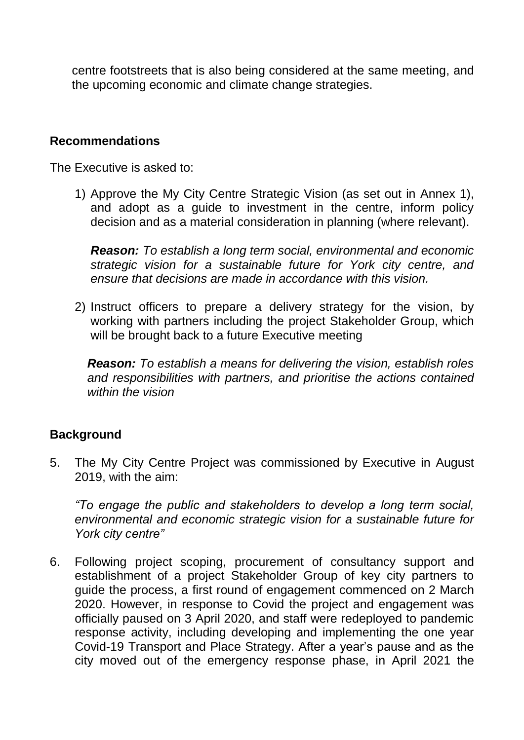centre footstreets that is also being considered at the same meeting, and the upcoming economic and climate change strategies.

## Recommendations

The Executive is asked to:

1) Approve the My City Centre Strategic Vision (as set out in Annex 1), and adopt as a guide to investment in the centre, inform policy decision and as a material consideration in planning (where relevant).

   ***Reason:*** *To establish a long term social, environmental and economic strategic vision for a sustainable future for York city centre, and ensure that decisions are made in accordance with this vision.*

2) Instruct officers to prepare a delivery strategy for the vision, by working with partners including the project Stakeholder Group, which will be brought back to a future Executive meeting

   ***Reason:*** *To establish a means for delivering the vision, establish roles and responsibilities with partners, and prioritise the actions contained within the vision*

## Background

5. The My City Centre Project was commissioned by Executive in August 2019, with the aim:

   *"To engage the public and stakeholders to develop a long term social, environmental and economic strategic vision for a sustainable future for York city centre"*

6. Following project scoping, procurement of consultancy support and establishment of a project Stakeholder Group of key city partners to guide the process, a first round of engagement commenced on 2 March 2020. However, in response to Covid the project and engagement was officially paused on 3 April 2020, and staff were redeployed to pandemic response activity, including developing and implementing the one year Covid-19 Transport and Place Strategy. After a year's pause and as the city moved out of the emergency response phase, in April 2021 the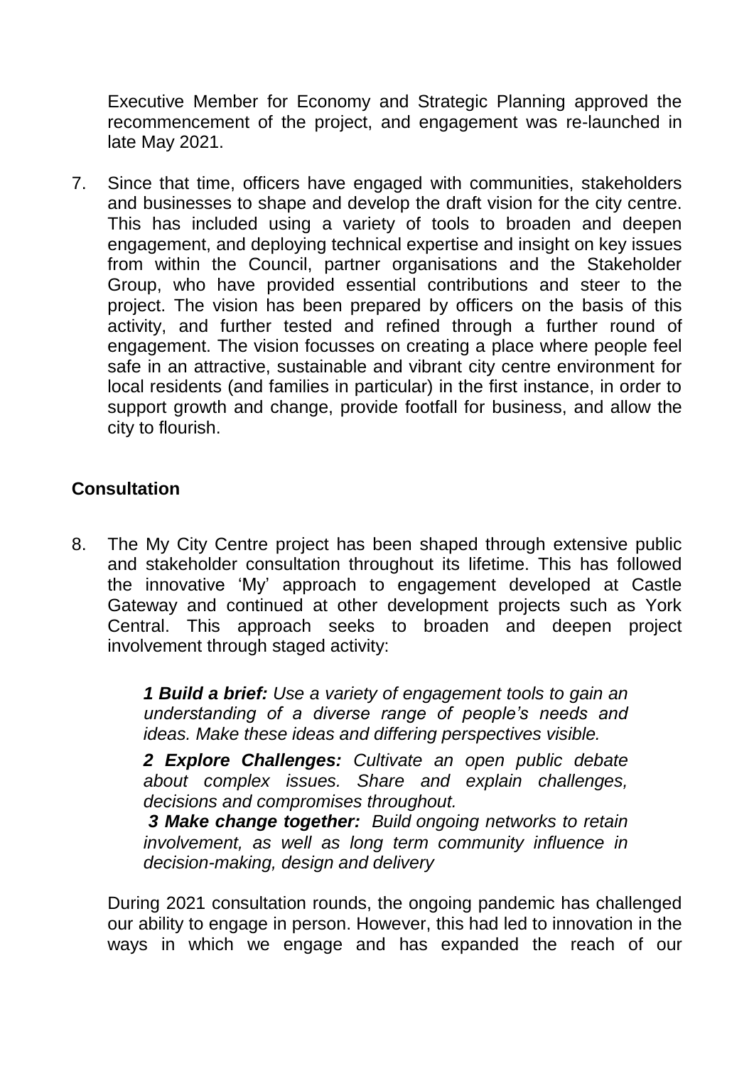Executive Member for Economy and Strategic Planning approved the recommencement of the project, and engagement was re-launched in late May 2021.

7. Since that time, officers have engaged with communities, stakeholders and businesses to shape and develop the draft vision for the city centre. This has included using a variety of tools to broaden and deepen engagement, and deploying technical expertise and insight on key issues from within the Council, partner organisations and the Stakeholder Group, who have provided essential contributions and steer to the project. The vision has been prepared by officers on the basis of this activity, and further tested and refined through a further round of engagement. The vision focusses on creating a place where people feel safe in an attractive, sustainable and vibrant city centre environment for local residents (and families in particular) in the first instance, in order to support growth and change, provide footfall for business, and allow the city to flourish.

## Consultation

8. The My City Centre project has been shaped through extensive public and stakeholder consultation throughout its lifetime. This has followed the innovative 'My' approach to engagement developed at Castle Gateway and continued at other development projects such as York Central. This approach seeks to broaden and deepen project involvement through staged activity:

   ***1 Build a brief:*** *Use a variety of engagement tools to gain an understanding of a diverse range of people's needs and ideas. Make these ideas and differing perspectives visible.*

   ***2 Explore Challenges:*** *Cultivate an open public debate about complex issues. Share and explain challenges, decisions and compromises throughout.*

   ***3 Make change together:*** *Build ongoing networks to retain involvement, as well as long term community influence in decision-making, design and delivery*

   During 2021 consultation rounds, the ongoing pandemic has challenged our ability to engage in person. However, this had led to innovation in the ways in which we engage and has expanded the reach of our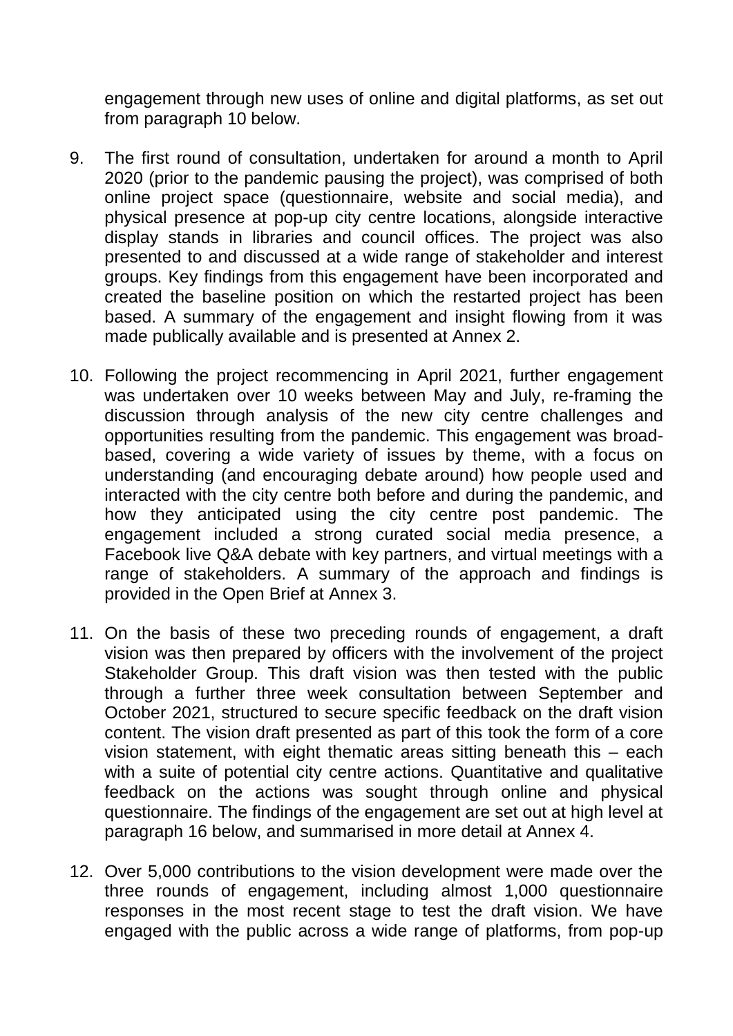engagement through new uses of online and digital platforms, as set out from paragraph 10 below.

9. The first round of consultation, undertaken for around a month to April 2020 (prior to the pandemic pausing the project), was comprised of both online project space (questionnaire, website and social media), and physical presence at pop-up city centre locations, alongside interactive display stands in libraries and council offices. The project was also presented to and discussed at a wide range of stakeholder and interest groups. Key findings from this engagement have been incorporated and created the baseline position on which the restarted project has been based. A summary of the engagement and insight flowing from it was made publically available and is presented at Annex 2.

10. Following the project recommencing in April 2021, further engagement was undertaken over 10 weeks between May and July, re-framing the discussion through analysis of the new city centre challenges and opportunities resulting from the pandemic. This engagement was broad-based, covering a wide variety of issues by theme, with a focus on understanding (and encouraging debate around) how people used and interacted with the city centre both before and during the pandemic, and how they anticipated using the city centre post pandemic. The engagement included a strong curated social media presence, a Facebook live Q&A debate with key partners, and virtual meetings with a range of stakeholders. A summary of the approach and findings is provided in the Open Brief at Annex 3.

11. On the basis of these two preceding rounds of engagement, a draft vision was then prepared by officers with the involvement of the project Stakeholder Group. This draft vision was then tested with the public through a further three week consultation between September and October 2021, structured to secure specific feedback on the draft vision content. The vision draft presented as part of this took the form of a core vision statement, with eight thematic areas sitting beneath this – each with a suite of potential city centre actions. Quantitative and qualitative feedback on the actions was sought through online and physical questionnaire. The findings of the engagement are set out at high level at paragraph 16 below, and summarised in more detail at Annex 4.

12. Over 5,000 contributions to the vision development were made over the three rounds of engagement, including almost 1,000 questionnaire responses in the most recent stage to test the draft vision. We have engaged with the public across a wide range of platforms, from pop-up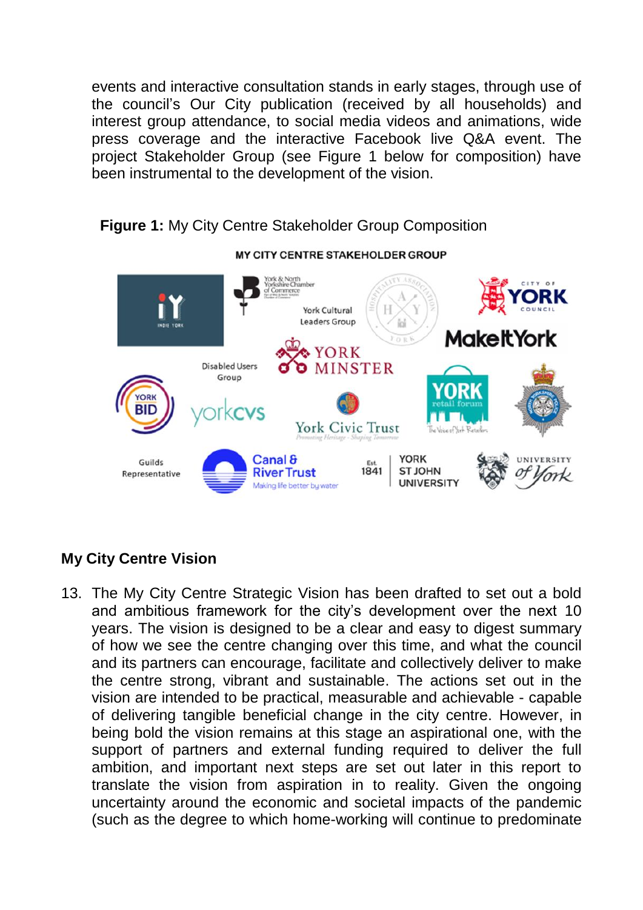events and interactive consultation stands in early stages, through use of the council's Our City publication (received by all households) and interest group attendance, to social media videos and animations, wide press coverage and the interactive Facebook live Q&A event. The project Stakeholder Group (see Figure 1 below for composition) have been instrumental to the development of the vision.

**Figure 1:** My City Centre Stakeholder Group Composition

MY CITY CENTRE STAKEHOLDER GROUP

Indie York; York & North Yorkshire Chamber of Commerce; York Cultural Leaders Group; Hospitality Association York; City of York Council; Make It York; York Minster; Disabled Users Group; York BID; York CVS; York Civic Trust; York Retail Forum; North Yorkshire Police; Guilds Representative; Canal & River Trust; York St John University; University of York

## My City Centre Vision

13. The My City Centre Strategic Vision has been drafted to set out a bold and ambitious framework for the city's development over the next 10 years. The vision is designed to be a clear and easy to digest summary of how we see the centre changing over this time, and what the council and its partners can encourage, facilitate and collectively deliver to make the centre strong, vibrant and sustainable. The actions set out in the vision are intended to be practical, measurable and achievable - capable of delivering tangible beneficial change in the city centre. However, in being bold the vision remains at this stage an aspirational one, with the support of partners and external funding required to deliver the full ambition, and important next steps are set out later in this report to translate the vision from aspiration in to reality. Given the ongoing uncertainty around the economic and societal impacts of the pandemic (such as the degree to which home-working will continue to predominate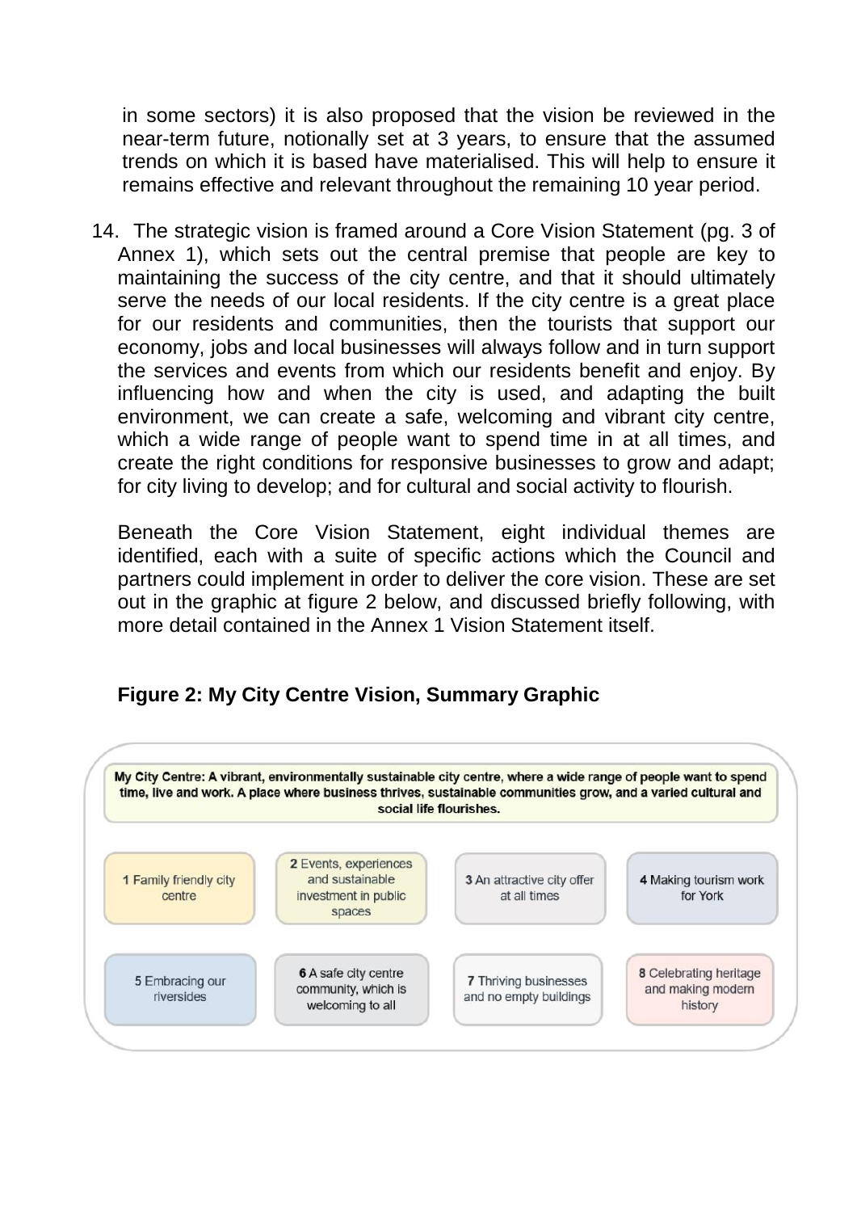in some sectors) it is also proposed that the vision be reviewed in the near-term future, notionally set at 3 years, to ensure that the assumed trends on which it is based have materialised. This will help to ensure it remains effective and relevant throughout the remaining 10 year period.

14. The strategic vision is framed around a Core Vision Statement (pg. 3 of Annex 1), which sets out the central premise that people are key to maintaining the success of the city centre, and that it should ultimately serve the needs of our local residents. If the city centre is a great place for our residents and communities, then the tourists that support our economy, jobs and local businesses will always follow and in turn support the services and events from which our residents benefit and enjoy. By influencing how and when the city is used, and adapting the built environment, we can create a safe, welcoming and vibrant city centre, which a wide range of people want to spend time in at all times, and create the right conditions for responsive businesses to grow and adapt; for city living to develop; and for cultural and social activity to flourish.

    Beneath the Core Vision Statement, eight individual themes are identified, each with a suite of specific actions which the Council and partners could implement in order to deliver the core vision. These are set out in the graphic at figure 2 below, and discussed briefly following, with more detail contained in the Annex 1 Vision Statement itself.

**Figure 2: My City Centre Vision, Summary Graphic**

**My City Centre: A vibrant, environmentally sustainable city centre, where a wide range of people want to spend time, live and work. A place where business thrives, sustainable communities grow, and a varied cultural and social life flourishes.**

| | | | |
|---|---|---|---|
| **1** Family friendly city centre | **2** Events, experiences and sustainable investment in public spaces | **3** An attractive city offer at all times | **4** Making tourism work for York |
| **5** Embracing our riversides | **6** A safe city centre community, which is welcoming to all | **7** Thriving businesses and no empty buildings | **8** Celebrating heritage and making modern history |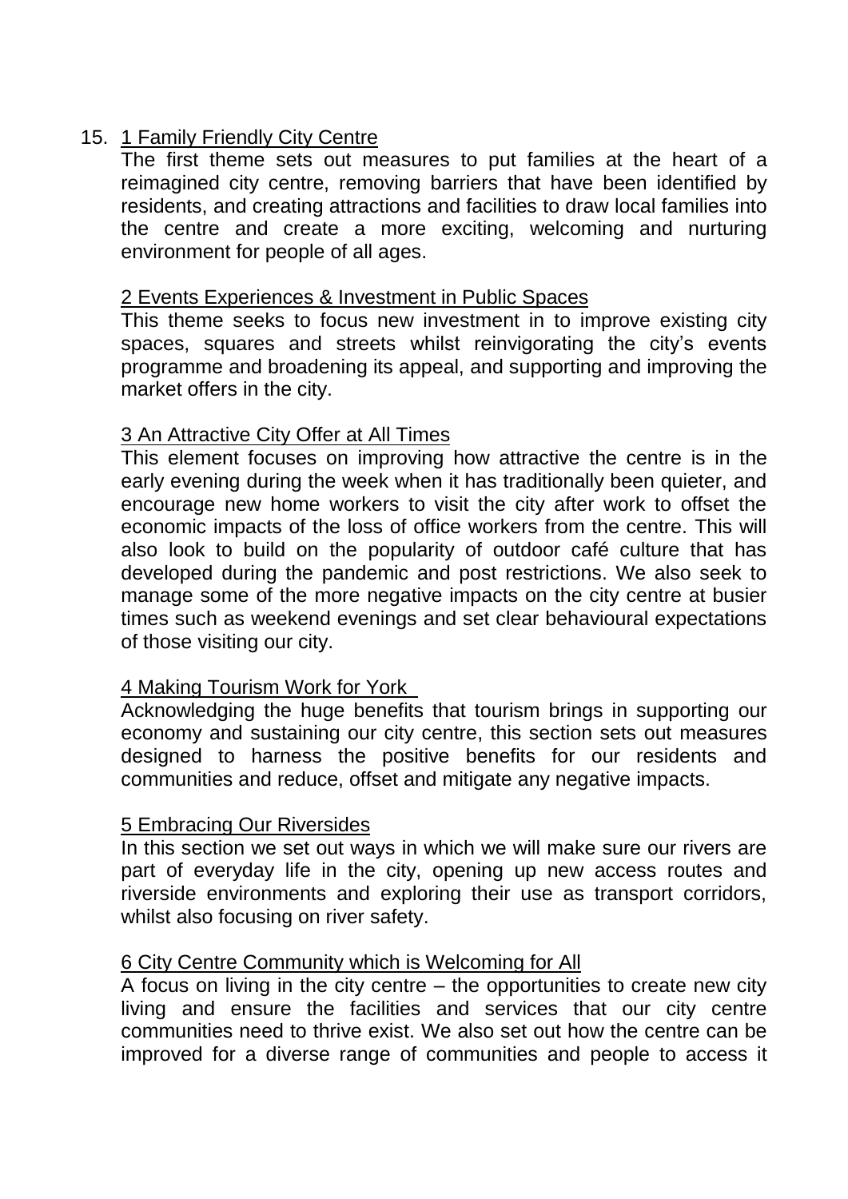15. <u>1 Family Friendly City Centre</u>
    The first theme sets out measures to put families at the heart of a reimagined city centre, removing barriers that have been identified by residents, and creating attractions and facilities to draw local families into the centre and create a more exciting, welcoming and nurturing environment for people of all ages.

    <u>2 Events Experiences & Investment in Public Spaces</u>
    This theme seeks to focus new investment in to improve existing city spaces, squares and streets whilst reinvigorating the city's events programme and broadening its appeal, and supporting and improving the market offers in the city.

    <u>3 An Attractive City Offer at All Times</u>
    This element focuses on improving how attractive the centre is in the early evening during the week when it has traditionally been quieter, and encourage new home workers to visit the city after work to offset the economic impacts of the loss of office workers from the centre. This will also look to build on the popularity of outdoor café culture that has developed during the pandemic and post restrictions. We also seek to manage some of the more negative impacts on the city centre at busier times such as weekend evenings and set clear behavioural expectations of those visiting our city.

    <u>4 Making Tourism Work for York</u>
    Acknowledging the huge benefits that tourism brings in supporting our economy and sustaining our city centre, this section sets out measures designed to harness the positive benefits for our residents and communities and reduce, offset and mitigate any negative impacts.

    <u>5 Embracing Our Riversides</u>
    In this section we set out ways in which we will make sure our rivers are part of everyday life in the city, opening up new access routes and riverside environments and exploring their use as transport corridors, whilst also focusing on river safety.

    <u>6 City Centre Community which is Welcoming for All</u>
    A focus on living in the city centre – the opportunities to create new city living and ensure the facilities and services that our city centre communities need to thrive exist. We also set out how the centre can be improved for a diverse range of communities and people to access it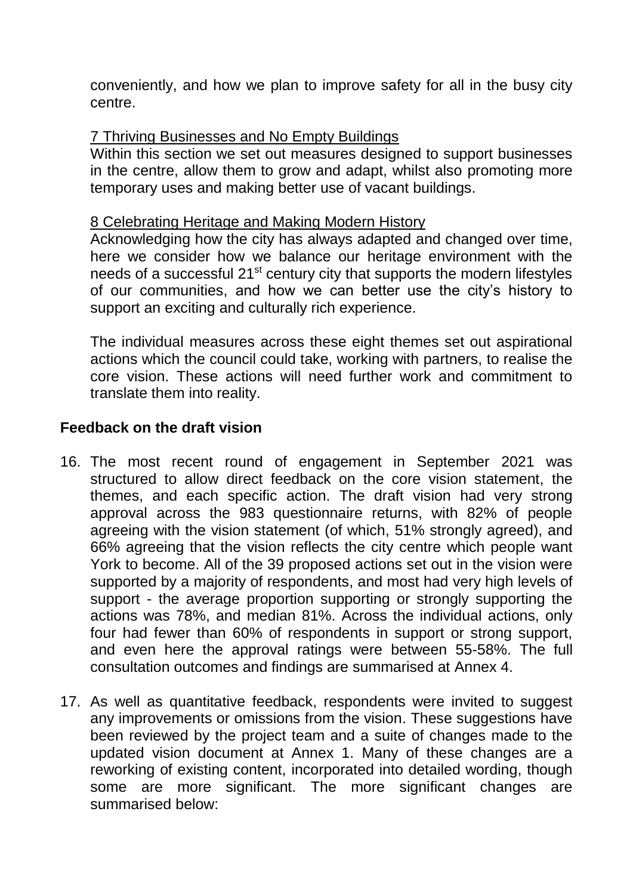conveniently, and how we plan to improve safety for all in the busy city centre.

<u>7 Thriving Businesses and No Empty Buildings</u>

Within this section we set out measures designed to support businesses in the centre, allow them to grow and adapt, whilst also promoting more temporary uses and making better use of vacant buildings.

<u>8 Celebrating Heritage and Making Modern History</u>

Acknowledging how the city has always adapted and changed over time, here we consider how we balance our heritage environment with the needs of a successful 21st century city that supports the modern lifestyles of our communities, and how we can better use the city's history to support an exciting and culturally rich experience.

The individual measures across these eight themes set out aspirational actions which the council could take, working with partners, to realise the core vision. These actions will need further work and commitment to translate them into reality.

**Feedback on the draft vision**

16. The most recent round of engagement in September 2021 was structured to allow direct feedback on the core vision statement, the themes, and each specific action. The draft vision had very strong approval across the 983 questionnaire returns, with 82% of people agreeing with the vision statement (of which, 51% strongly agreed), and 66% agreeing that the vision reflects the city centre which people want York to become. All of the 39 proposed actions set out in the vision were supported by a majority of respondents, and most had very high levels of support - the average proportion supporting or strongly supporting the actions was 78%, and median 81%. Across the individual actions, only four had fewer than 60% of respondents in support or strong support, and even here the approval ratings were between 55-58%. The full consultation outcomes and findings are summarised at Annex 4.

17. As well as quantitative feedback, respondents were invited to suggest any improvements or omissions from the vision. These suggestions have been reviewed by the project team and a suite of changes made to the updated vision document at Annex 1. Many of these changes are a reworking of existing content, incorporated into detailed wording, though some are more significant. The more significant changes are summarised below: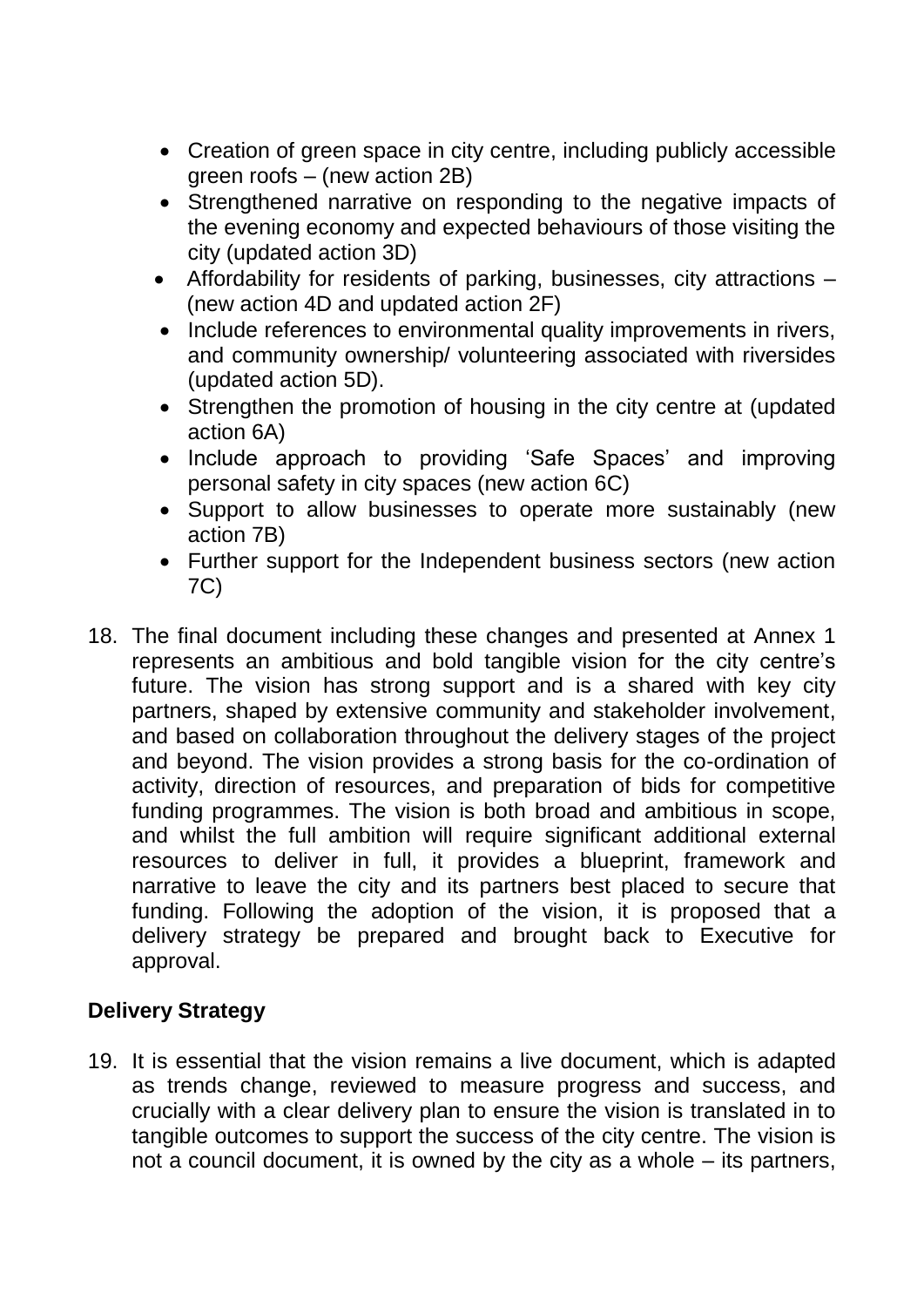- Creation of green space in city centre, including publicly accessible green roofs – (new action 2B)
- Strengthened narrative on responding to the negative impacts of the evening economy and expected behaviours of those visiting the city (updated action 3D)
- Affordability for residents of parking, businesses, city attractions – (new action 4D and updated action 2F)
- Include references to environmental quality improvements in rivers, and community ownership/ volunteering associated with riversides (updated action 5D).
- Strengthen the promotion of housing in the city centre at (updated action 6A)
- Include approach to providing 'Safe Spaces' and improving personal safety in city spaces (new action 6C)
- Support to allow businesses to operate more sustainably (new action 7B)
- Further support for the Independent business sectors (new action 7C)

18. The final document including these changes and presented at Annex 1 represents an ambitious and bold tangible vision for the city centre's future. The vision has strong support and is a shared with key city partners, shaped by extensive community and stakeholder involvement, and based on collaboration throughout the delivery stages of the project and beyond. The vision provides a strong basis for the co-ordination of activity, direction of resources, and preparation of bids for competitive funding programmes. The vision is both broad and ambitious in scope, and whilst the full ambition will require significant additional external resources to deliver in full, it provides a blueprint, framework and narrative to leave the city and its partners best placed to secure that funding. Following the adoption of the vision, it is proposed that a delivery strategy be prepared and brought back to Executive for approval.

**Delivery Strategy**

19. It is essential that the vision remains a live document, which is adapted as trends change, reviewed to measure progress and success, and crucially with a clear delivery plan to ensure the vision is translated in to tangible outcomes to support the success of the city centre. The vision is not a council document, it is owned by the city as a whole – its partners,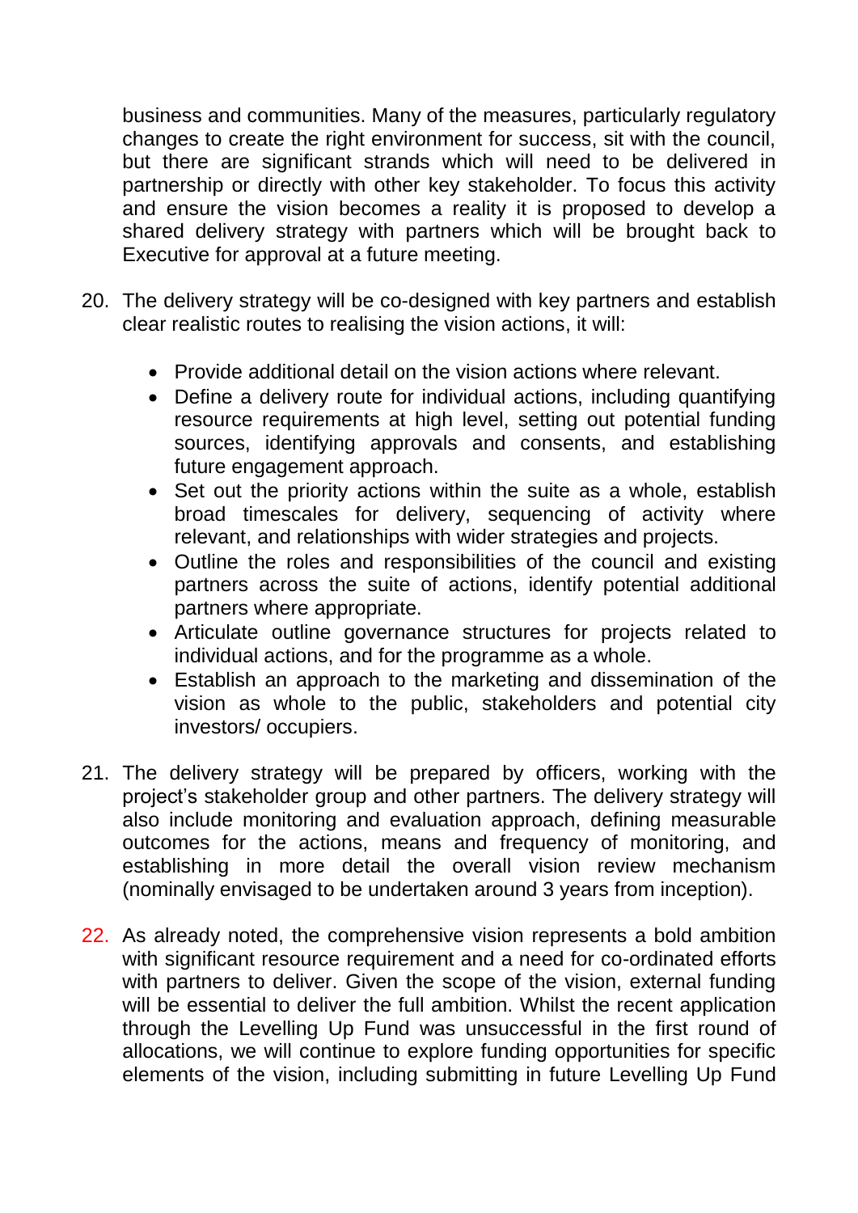business and communities. Many of the measures, particularly regulatory changes to create the right environment for success, sit with the council, but there are significant strands which will need to be delivered in partnership or directly with other key stakeholder. To focus this activity and ensure the vision becomes a reality it is proposed to develop a shared delivery strategy with partners which will be brought back to Executive for approval at a future meeting.

20. The delivery strategy will be co-designed with key partners and establish clear realistic routes to realising the vision actions, it will:

    - Provide additional detail on the vision actions where relevant.
    - Define a delivery route for individual actions, including quantifying resource requirements at high level, setting out potential funding sources, identifying approvals and consents, and establishing future engagement approach.
    - Set out the priority actions within the suite as a whole, establish broad timescales for delivery, sequencing of activity where relevant, and relationships with wider strategies and projects.
    - Outline the roles and responsibilities of the council and existing partners across the suite of actions, identify potential additional partners where appropriate.
    - Articulate outline governance structures for projects related to individual actions, and for the programme as a whole.
    - Establish an approach to the marketing and dissemination of the vision as whole to the public, stakeholders and potential city investors/ occupiers.

21. The delivery strategy will be prepared by officers, working with the project's stakeholder group and other partners. The delivery strategy will also include monitoring and evaluation approach, defining measurable outcomes for the actions, means and frequency of monitoring, and establishing in more detail the overall vision review mechanism (nominally envisaged to be undertaken around 3 years from inception).

22. As already noted, the comprehensive vision represents a bold ambition with significant resource requirement and a need for co-ordinated efforts with partners to deliver. Given the scope of the vision, external funding will be essential to deliver the full ambition. Whilst the recent application through the Levelling Up Fund was unsuccessful in the first round of allocations, we will continue to explore funding opportunities for specific elements of the vision, including submitting in future Levelling Up Fund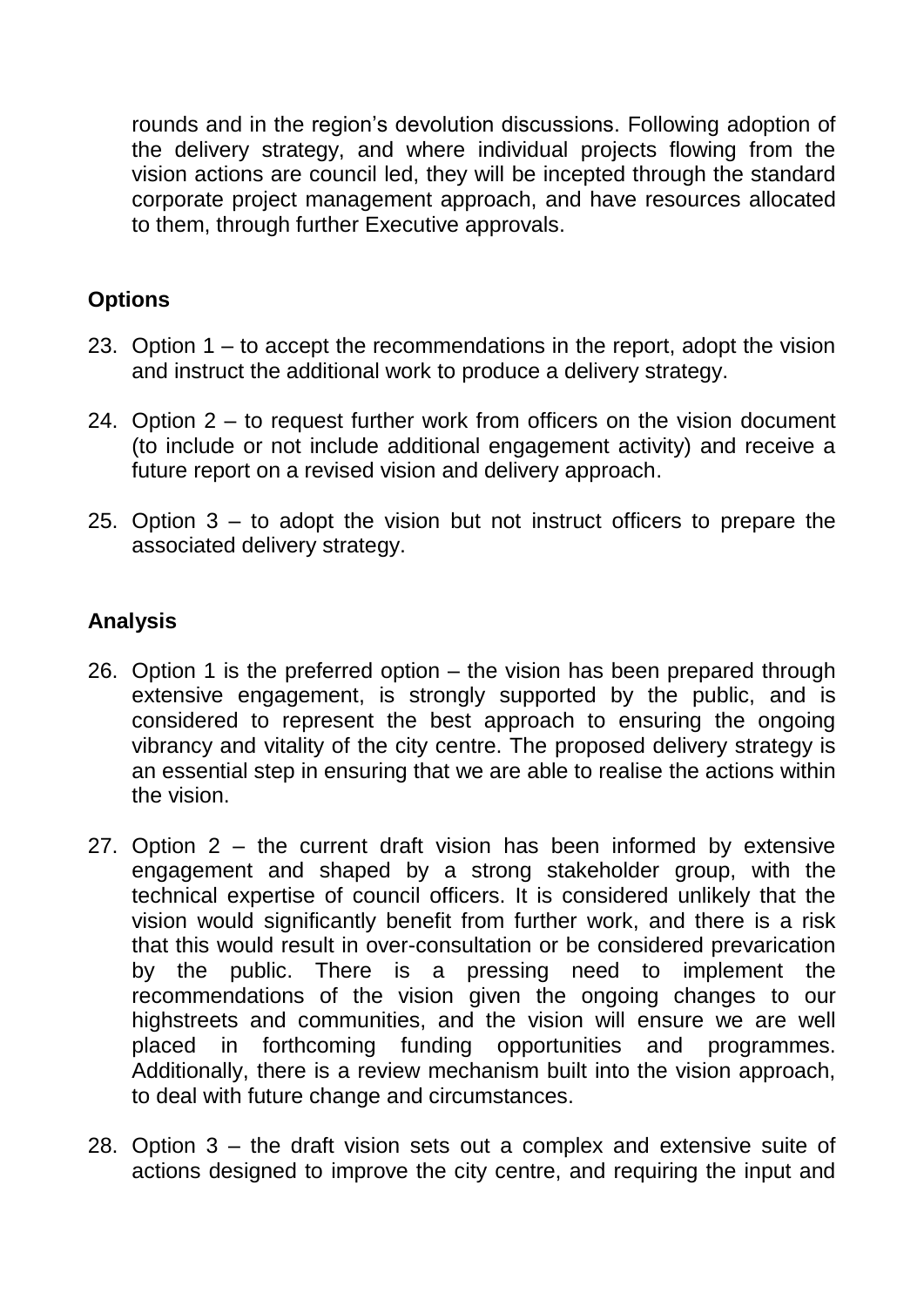rounds and in the region's devolution discussions. Following adoption of the delivery strategy, and where individual projects flowing from the vision actions are council led, they will be incepted through the standard corporate project management approach, and have resources allocated to them, through further Executive approvals.

## Options

23. Option 1 – to accept the recommendations in the report, adopt the vision and instruct the additional work to produce a delivery strategy.

24. Option 2 – to request further work from officers on the vision document (to include or not include additional engagement activity) and receive a future report on a revised vision and delivery approach.

25. Option 3 – to adopt the vision but not instruct officers to prepare the associated delivery strategy.

## Analysis

26. Option 1 is the preferred option – the vision has been prepared through extensive engagement, is strongly supported by the public, and is considered to represent the best approach to ensuring the ongoing vibrancy and vitality of the city centre. The proposed delivery strategy is an essential step in ensuring that we are able to realise the actions within the vision.

27. Option 2 – the current draft vision has been informed by extensive engagement and shaped by a strong stakeholder group, with the technical expertise of council officers. It is considered unlikely that the vision would significantly benefit from further work, and there is a risk that this would result in over-consultation or be considered prevarication by the public. There is a pressing need to implement the recommendations of the vision given the ongoing changes to our highstreets and communities, and the vision will ensure we are well placed in forthcoming funding opportunities and programmes. Additionally, there is a review mechanism built into the vision approach, to deal with future change and circumstances.

28. Option 3 – the draft vision sets out a complex and extensive suite of actions designed to improve the city centre, and requiring the input and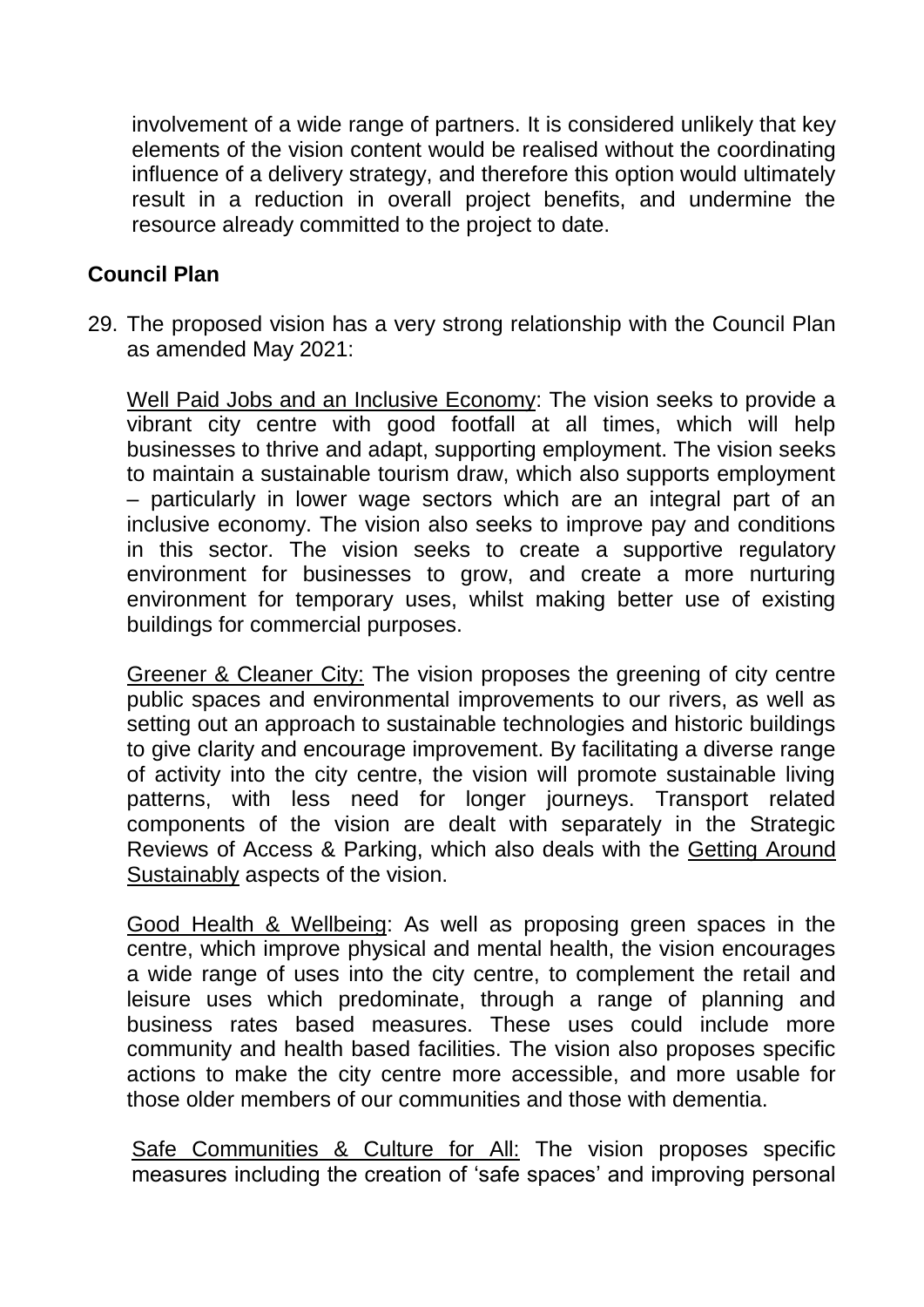involvement of a wide range of partners. It is considered unlikely that key elements of the vision content would be realised without the coordinating influence of a delivery strategy, and therefore this option would ultimately result in a reduction in overall project benefits, and undermine the resource already committed to the project to date.

## Council Plan

29. The proposed vision has a very strong relationship with the Council Plan as amended May 2021:

    Well Paid Jobs and an Inclusive Economy: The vision seeks to provide a vibrant city centre with good footfall at all times, which will help businesses to thrive and adapt, supporting employment. The vision seeks to maintain a sustainable tourism draw, which also supports employment – particularly in lower wage sectors which are an integral part of an inclusive economy. The vision also seeks to improve pay and conditions in this sector. The vision seeks to create a supportive regulatory environment for businesses to grow, and create a more nurturing environment for temporary uses, whilst making better use of existing buildings for commercial purposes.

    Greener & Cleaner City: The vision proposes the greening of city centre public spaces and environmental improvements to our rivers, as well as setting out an approach to sustainable technologies and historic buildings to give clarity and encourage improvement. By facilitating a diverse range of activity into the city centre, the vision will promote sustainable living patterns, with less need for longer journeys. Transport related components of the vision are dealt with separately in the Strategic Reviews of Access & Parking, which also deals with the Getting Around Sustainably aspects of the vision.

    Good Health & Wellbeing: As well as proposing green spaces in the centre, which improve physical and mental health, the vision encourages a wide range of uses into the city centre, to complement the retail and leisure uses which predominate, through a range of planning and business rates based measures. These uses could include more community and health based facilities. The vision also proposes specific actions to make the city centre more accessible, and more usable for those older members of our communities and those with dementia.

    Safe Communities & Culture for All: The vision proposes specific measures including the creation of 'safe spaces' and improving personal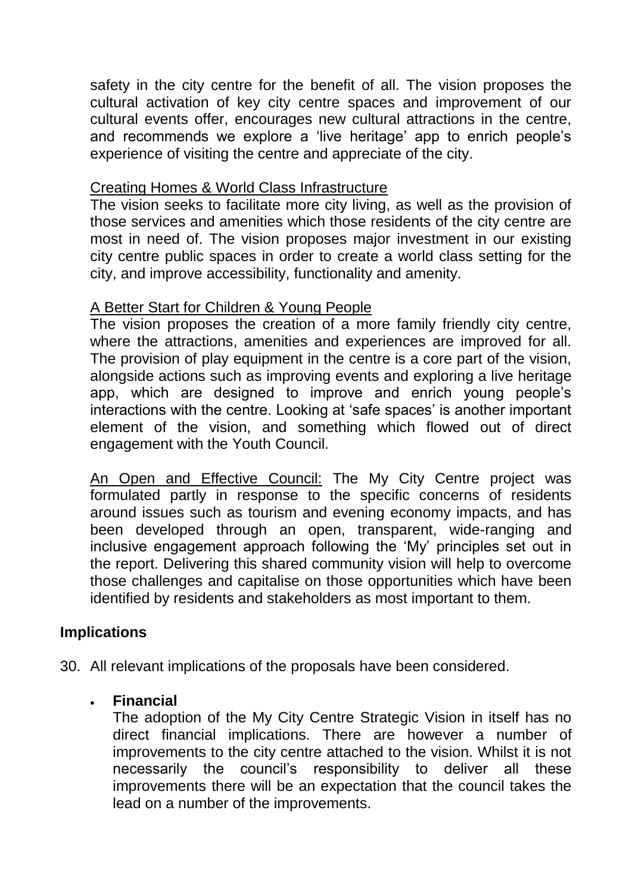safety in the city centre for the benefit of all. The vision proposes the cultural activation of key city centre spaces and improvement of our cultural events offer, encourages new cultural attractions in the centre, and recommends we explore a 'live heritage' app to enrich people's experience of visiting the centre and appreciate of the city.

<u>Creating Homes & World Class Infrastructure</u>
The vision seeks to facilitate more city living, as well as the provision of those services and amenities which those residents of the city centre are most in need of. The vision proposes major investment in our existing city centre public spaces in order to create a world class setting for the city, and improve accessibility, functionality and amenity.

<u>A Better Start for Children & Young People</u>
The vision proposes the creation of a more family friendly city centre, where the attractions, amenities and experiences are improved for all. The provision of play equipment in the centre is a core part of the vision, alongside actions such as improving events and exploring a live heritage app, which are designed to improve and enrich young people's interactions with the centre. Looking at 'safe spaces' is another important element of the vision, and something which flowed out of direct engagement with the Youth Council.

<u>An Open and Effective Council:</u> The My City Centre project was formulated partly in response to the specific concerns of residents around issues such as tourism and evening economy impacts, and has been developed through an open, transparent, wide-ranging and inclusive engagement approach following the 'My' principles set out in the report. Delivering this shared community vision will help to overcome those challenges and capitalise on those opportunities which have been identified by residents and stakeholders as most important to them.

## Implications

30. All relevant implications of the proposals have been considered.

- **Financial**
  The adoption of the My City Centre Strategic Vision in itself has no direct financial implications. There are however a number of improvements to the city centre attached to the vision. Whilst it is not necessarily the council's responsibility to deliver all these improvements there will be an expectation that the council takes the lead on a number of the improvements.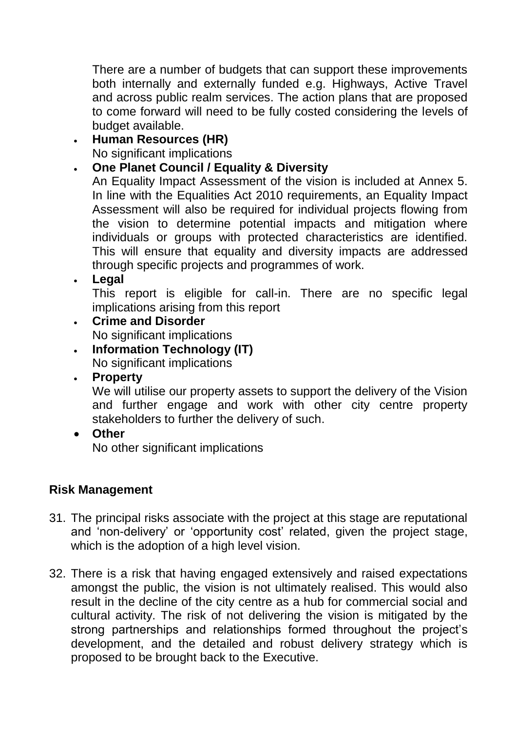There are a number of budgets that can support these improvements both internally and externally funded e.g. Highways, Active Travel and across public realm services. The action plans that are proposed to come forward will need to be fully costed considering the levels of budget available.

- **Human Resources (HR)**
  No significant implications
- **One Planet Council / Equality & Diversity**
  An Equality Impact Assessment of the vision is included at Annex 5. In line with the Equalities Act 2010 requirements, an Equality Impact Assessment will also be required for individual projects flowing from the vision to determine potential impacts and mitigation where individuals or groups with protected characteristics are identified. This will ensure that equality and diversity impacts are addressed through specific projects and programmes of work.
- **Legal**
  This report is eligible for call-in. There are no specific legal implications arising from this report
- **Crime and Disorder**
  No significant implications
- **Information Technology (IT)**
  No significant implications
- **Property**
  We will utilise our property assets to support the delivery of the Vision and further engage and work with other city centre property stakeholders to further the delivery of such.
- **Other**
  No other significant implications

## Risk Management

31. The principal risks associate with the project at this stage are reputational and 'non-delivery' or 'opportunity cost' related, given the project stage, which is the adoption of a high level vision.

32. There is a risk that having engaged extensively and raised expectations amongst the public, the vision is not ultimately realised. This would also result in the decline of the city centre as a hub for commercial social and cultural activity. The risk of not delivering the vision is mitigated by the strong partnerships and relationships formed throughout the project's development, and the detailed and robust delivery strategy which is proposed to be brought back to the Executive.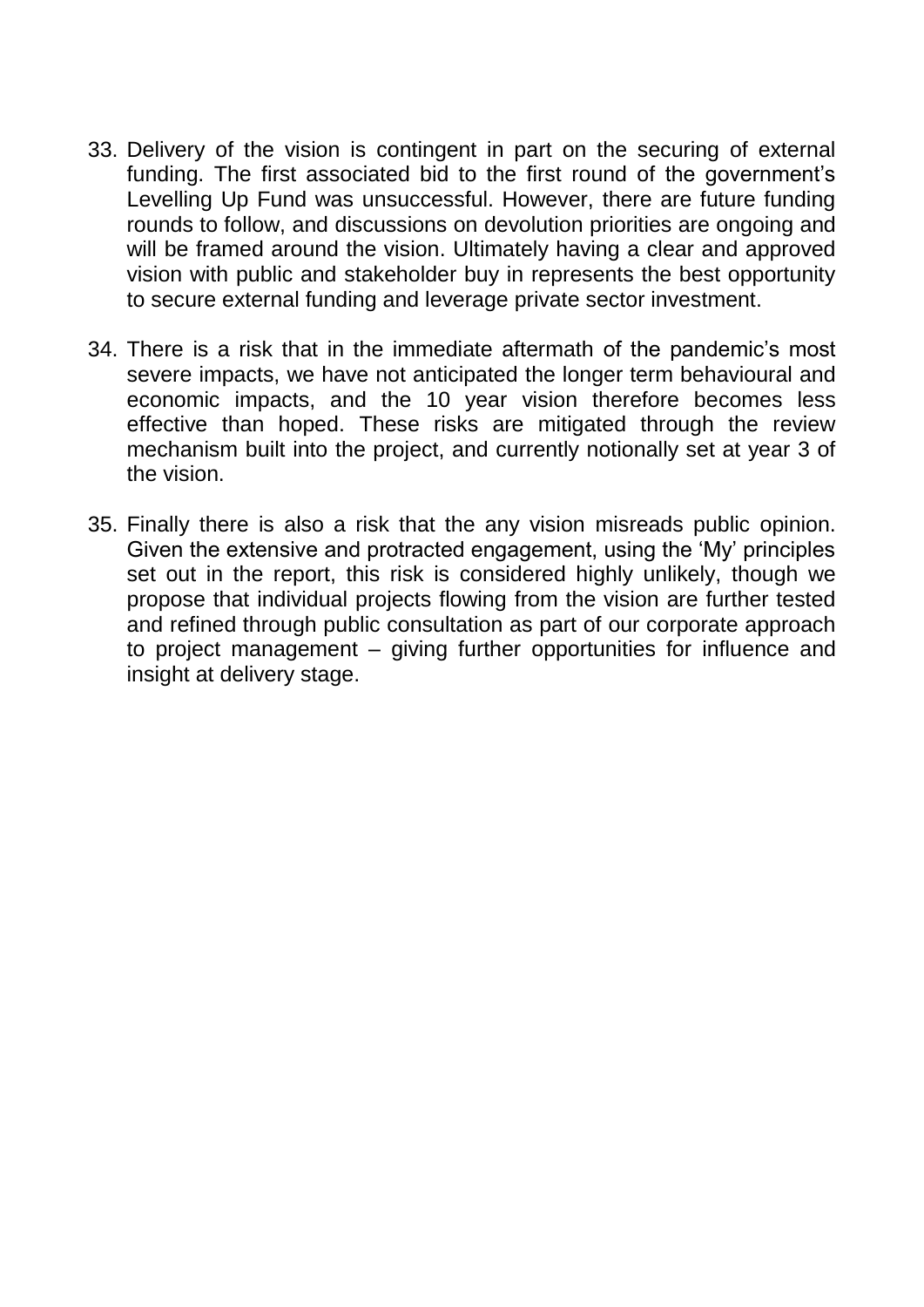33. Delivery of the vision is contingent in part on the securing of external funding. The first associated bid to the first round of the government's Levelling Up Fund was unsuccessful. However, there are future funding rounds to follow, and discussions on devolution priorities are ongoing and will be framed around the vision. Ultimately having a clear and approved vision with public and stakeholder buy in represents the best opportunity to secure external funding and leverage private sector investment.

34. There is a risk that in the immediate aftermath of the pandemic's most severe impacts, we have not anticipated the longer term behavioural and economic impacts, and the 10 year vision therefore becomes less effective than hoped. These risks are mitigated through the review mechanism built into the project, and currently notionally set at year 3 of the vision.

35. Finally there is also a risk that the any vision misreads public opinion. Given the extensive and protracted engagement, using the 'My' principles set out in the report, this risk is considered highly unlikely, though we propose that individual projects flowing from the vision are further tested and refined through public consultation as part of our corporate approach to project management – giving further opportunities for influence and insight at delivery stage.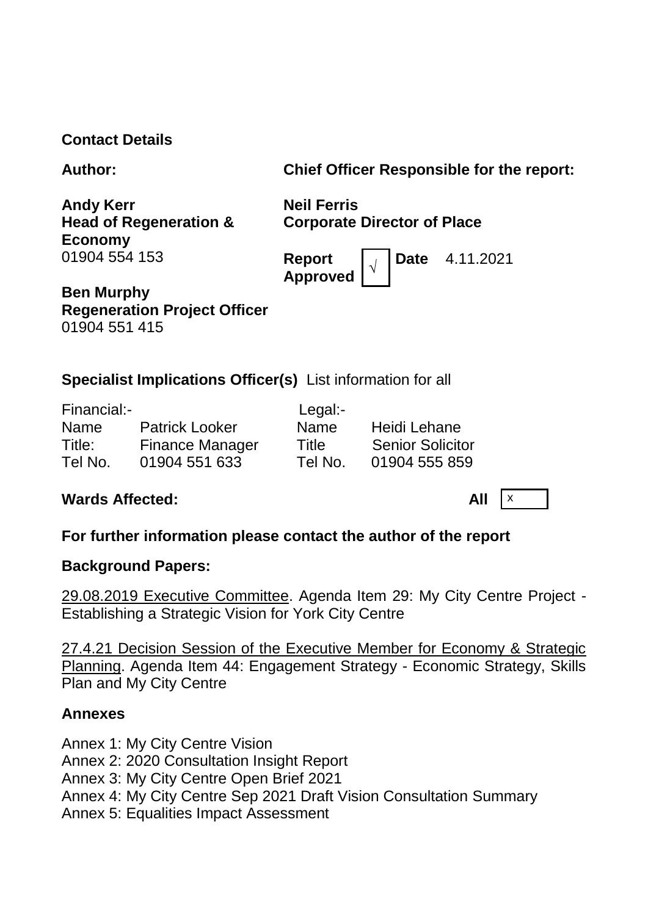**Contact Details**

| **Author:** | **Chief Officer Responsible for the report:** |
|---|---|
| **Andy Kerr**<br>**Head of Regeneration & Economy**<br>01904 554 153 | **Neil Ferris**<br>**Corporate Director of Place** |
| | **Report Approved** √ **Date** 4.11.2021 |
| **Ben Murphy**<br>**Regeneration Project Officer**<br>01904 551 415 | |

**Specialist Implications Officer(s)** List information for all

| Financial:- | | Legal:- | |
|---|---|---|---|
| Name | Patrick Looker | Name | Heidi Lehane |
| Title: | Finance Manager | Title | Senior Solicitor |
| Tel No. | 01904 551 633 | Tel No. | 01904 555 859 |

**Wards Affected:** **All** x

**For further information please contact the author of the report**

**Background Papers:**

29.08.2019 Executive Committee. Agenda Item 29: My City Centre Project - Establishing a Strategic Vision for York City Centre

27.4.21 Decision Session of the Executive Member for Economy & Strategic Planning. Agenda Item 44: Engagement Strategy - Economic Strategy, Skills Plan and My City Centre

**Annexes**

Annex 1: My City Centre Vision
Annex 2: 2020 Consultation Insight Report
Annex 3: My City Centre Open Brief 2021
Annex 4: My City Centre Sep 2021 Draft Vision Consultation Summary
Annex 5: Equalities Impact Assessment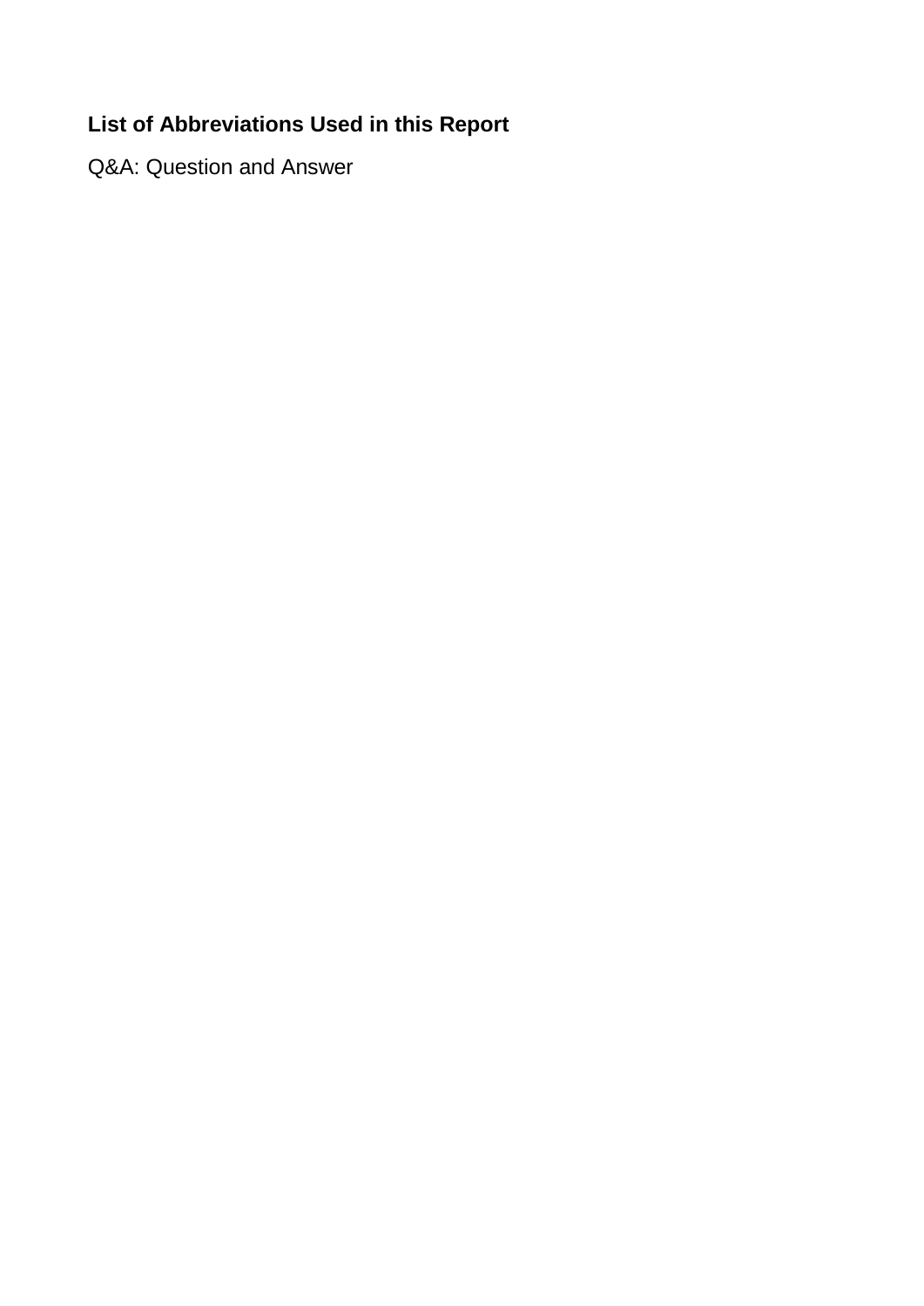**List of Abbreviations Used in this Report**

Q&A: Question and Answer